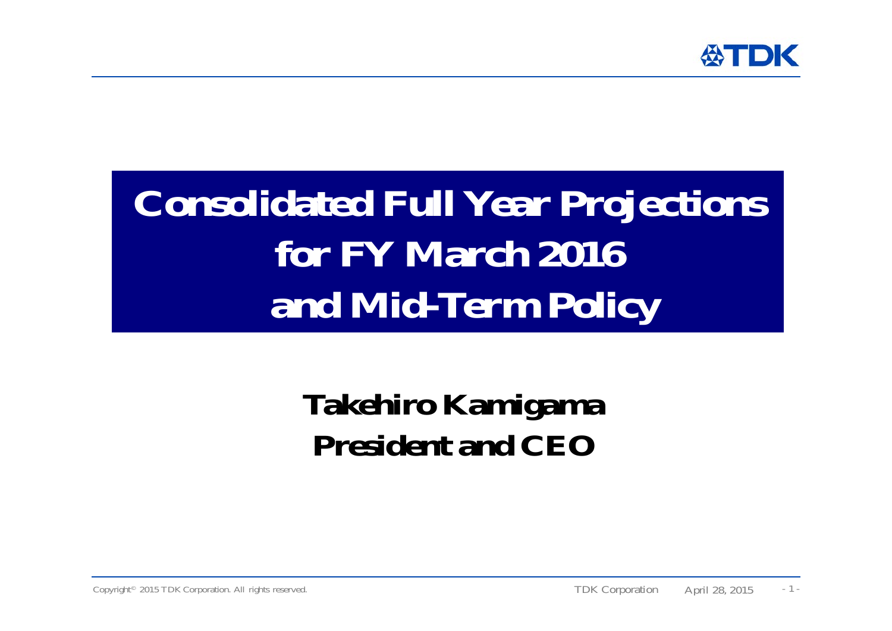# Consolidated Full Year Projections for FY March 2016 and Mid-Term Policy

**Takehiro Kamigama**
**President and CEO**

TDK Corporation April 28, 2015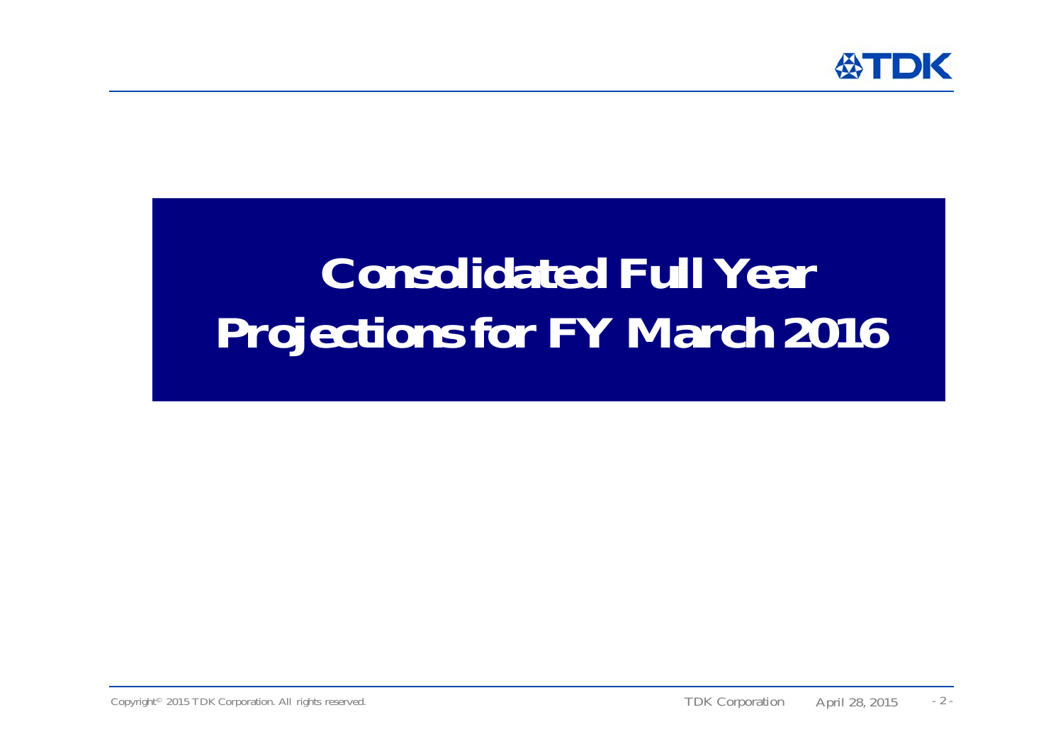# Consolidated Full Year Projections for FY March 2016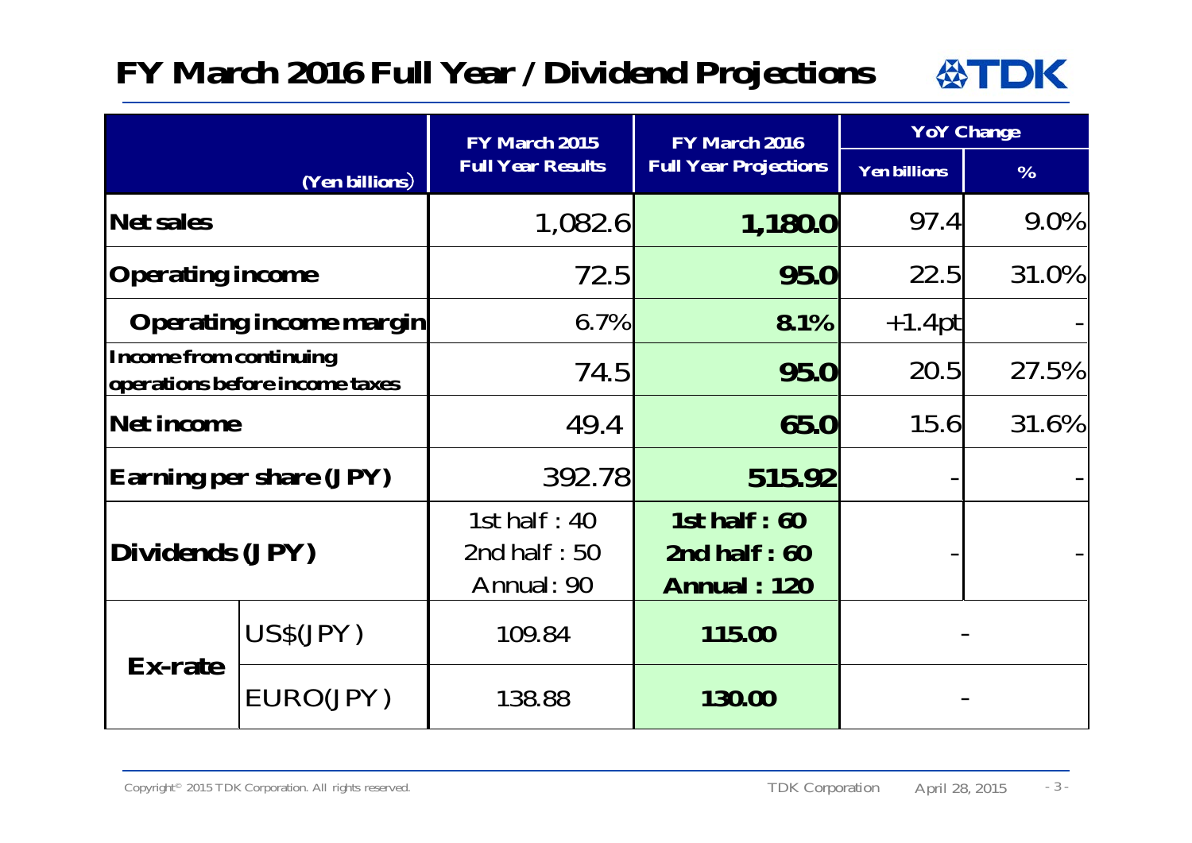# FY March 2016 Full Year / Dividend Projections

| (Yen billions) | | FY March 2015 Full Year Results | FY March 2016 Full Year Projections | YoY Change | |
|---|---|---|---|---|---|
| | | | | Yen billions | % |
| **Net sales** | | 1,082.6 | **1,180.0** | 97.4 | 9.0% |
| **Operating income** | | 72.5 | **95.0** | 22.5 | 31.0% |
| **Operating income margin** | | 6.7% | **8.1%** | +1.4pt | - |
| **Income from continuing operations before income taxes** | | 74.5 | **95.0** | 20.5 | 27.5% |
| **Net income** | | 49.4 | **65.0** | 15.6 | 31.6% |
| **Earning per share (JPY)** | | 392.78 | **515.92** | - | - |
| **Dividends (JPY)** | | 1st half : 40<br>2nd half : 50<br>Annual : 90 | **1st half : 60**<br>**2nd half : 60**<br>**Annual : 120** | - | - |
| **Ex-rate** | US$(JPY) | 109.84 | **115.00** | - | |
| | EURO(JPY) | 138.88 | **130.00** | - | |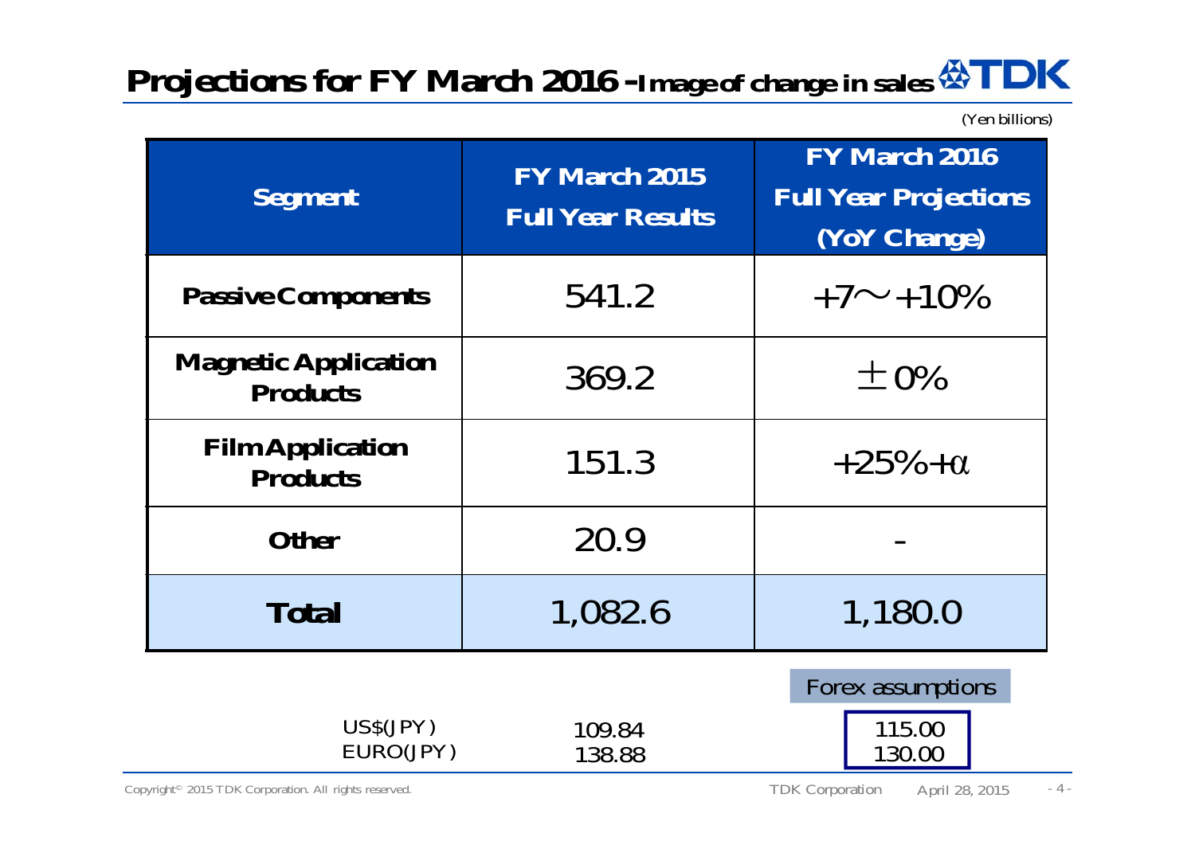# Projections for FY March 2016 -Image of change in sales

(Yen billions)

| Segment | FY March 2015 Full Year Results | FY March 2016 Full Year Projections (YoY Change) |
|---|---|---|
| Passive Components | 541.2 | +7～+10% |
| Magnetic Application Products | 369.2 | ±0% |
| Film Application Products | 151.3 | +25%+α |
| Other | 20.9 | - |
| **Total** | 1,082.6 | 1,180.0 |

| | | Forex assumptions |
|---|---|---|
| US$(JPY) | 109.84 | 115.00 |
| EURO(JPY) | 138.88 | 130.00 |

Copyright© 2015 TDK Corporation. All rights reserved.

TDK Corporation April 28, 2015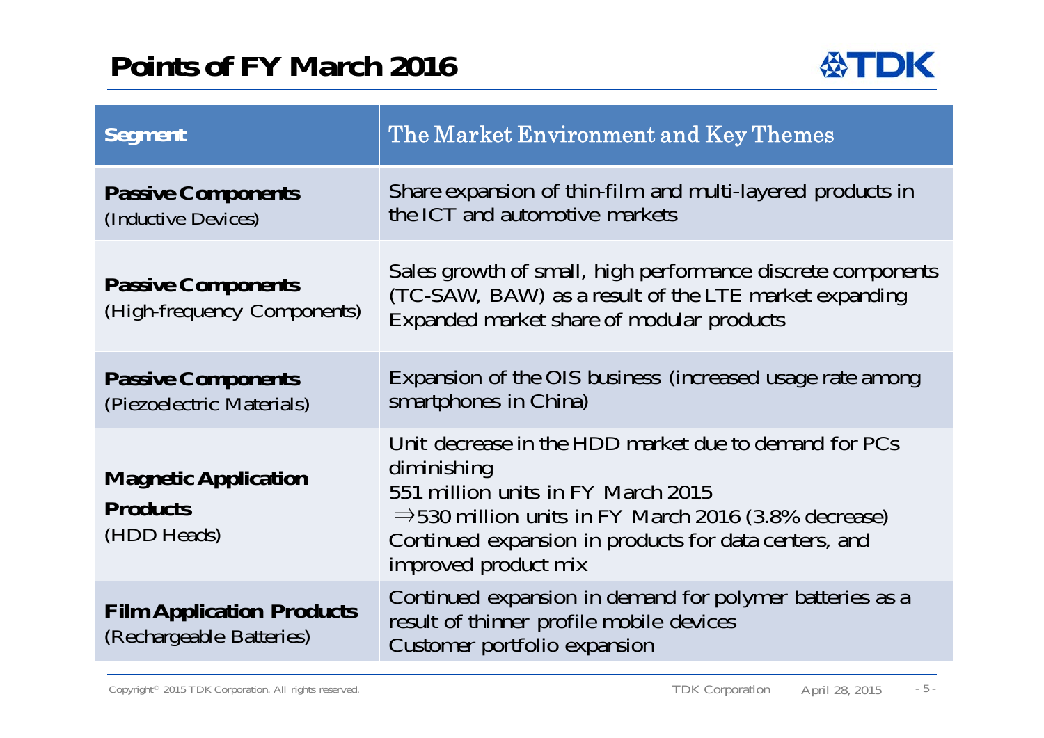# Points of FY March 2016

| Segment | The Market Environment and Key Themes |
|---|---|
| **Passive Components** (Inductive Devices) | Share expansion of thin-film and multi-layered products in the ICT and automotive markets |
| **Passive Components** (High-frequency Components) | Sales growth of small, high performance discrete components (TC-SAW, BAW) as a result of the LTE market expanding<br>Expanded market share of modular products |
| **Passive Components** (Piezoelectric Materials) | Expansion of the OIS business (increased usage rate among smartphones in China) |
| **Magnetic Application Products** (HDD Heads) | Unit decrease in the HDD market due to demand for PCs diminishing<br>551 million units in FY March 2015<br>⇒530 million units in FY March 2016 (3.8% decrease)<br>Continued expansion in products for data centers, and improved product mix |
| **Film Application Products** (Rechargeable Batteries) | Continued expansion in demand for polymer batteries as a result of thinner profile mobile devices<br>Customer portfolio expansion |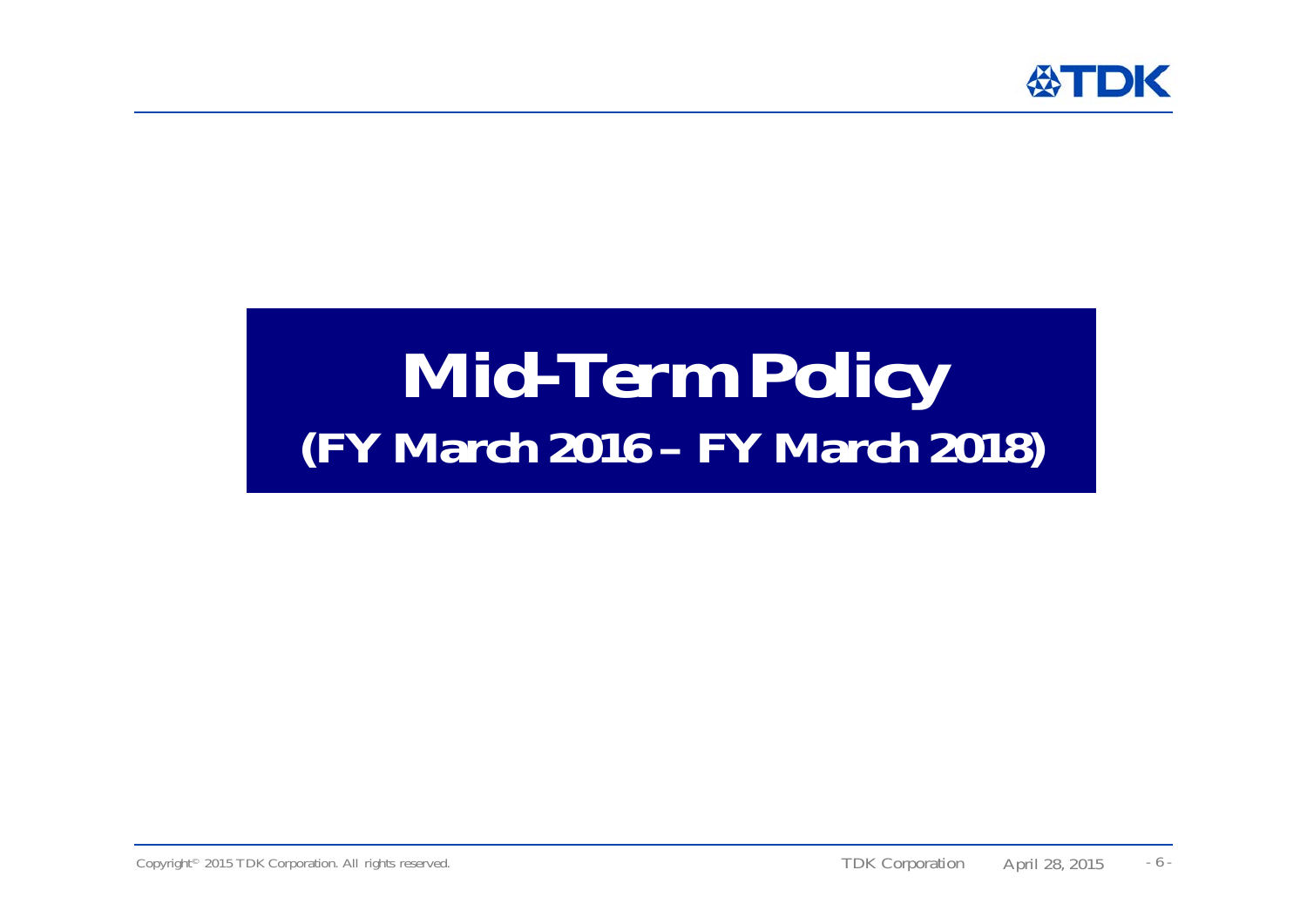# Mid-Term Policy
## (FY March 2016 – FY March 2018)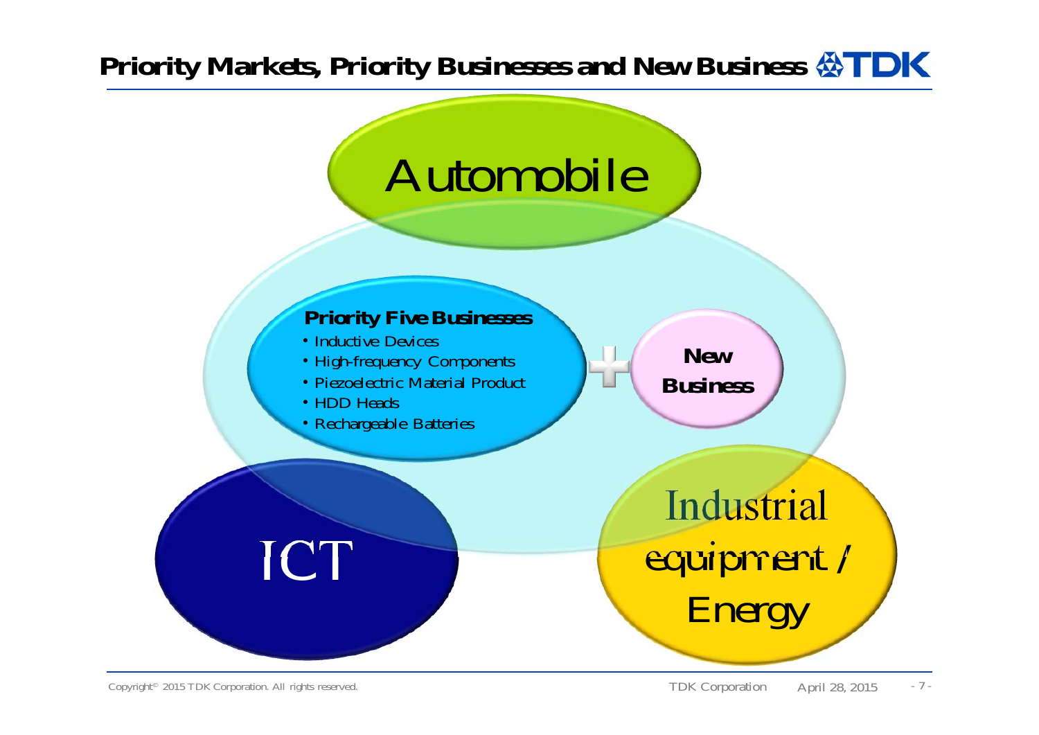# Priority Markets, Priority Businesses and New Business

Automobile

**Priority Five Businesses**

- Inductive Devices
- High-frequency Components
- Piezoelectric Material Product
- HDD Heads
- Rechargeable Batteries

+

**New Business**

ICT

Industrial equipment / Energy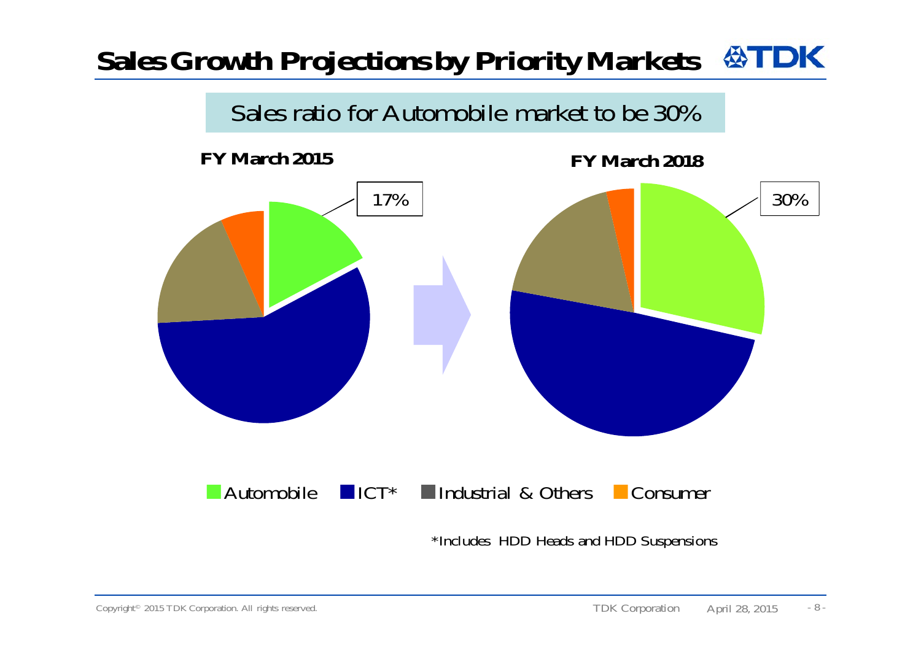# Sales Growth Projections by Priority Markets

Sales ratio for Automobile market to be 30%

**FY March 2015**

17%

**FY March 2018**

30%

Automobile   ICT*   Industrial & Others   Consumer

*Includes HDD Heads and HDD Suspensions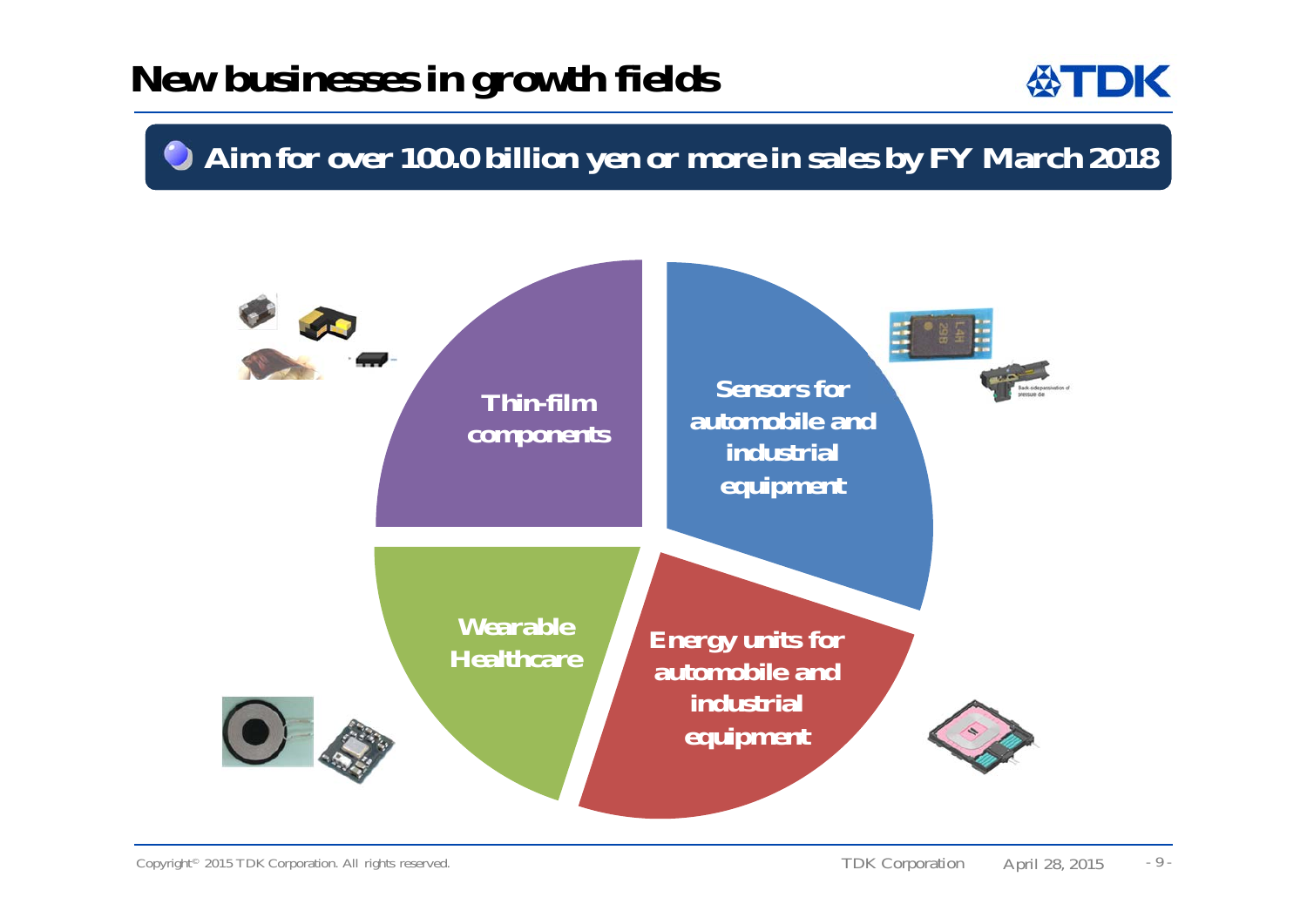# New businesses in growth fields

**Aim for over 100.0 billion yen or more in sales by FY March 2018**

- Thin-film components
- Sensors for automobile and industrial equipment
- Wearable Healthcare
- Energy units for automobile and industrial equipment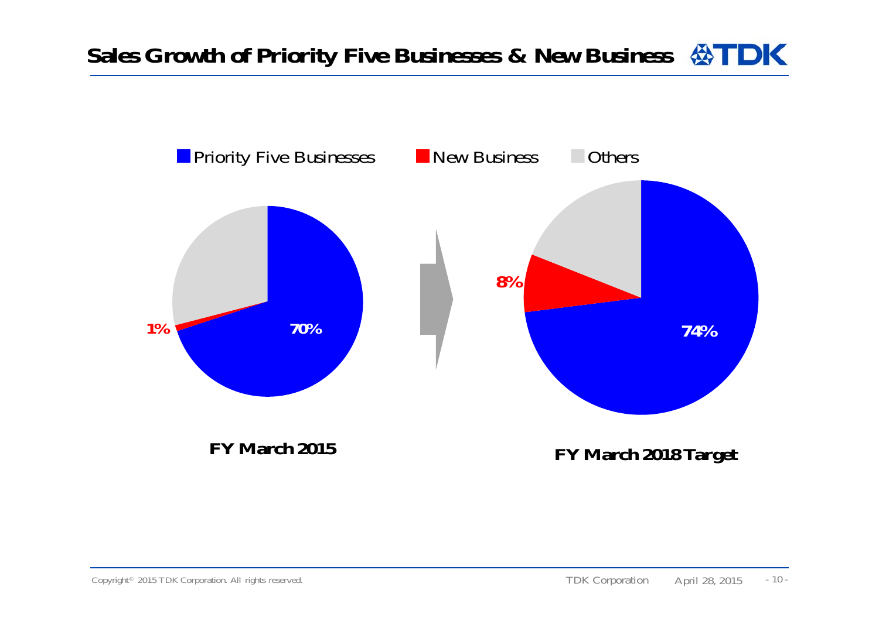# Sales Growth of Priority Five Businesses & New Business

Priority Five Businesses | New Business | Others

| | Priority Five Businesses | New Business |
|---|---|---|
| FY March 2015 | 70% | 1% |
| FY March 2018 Target | 74% | 8% |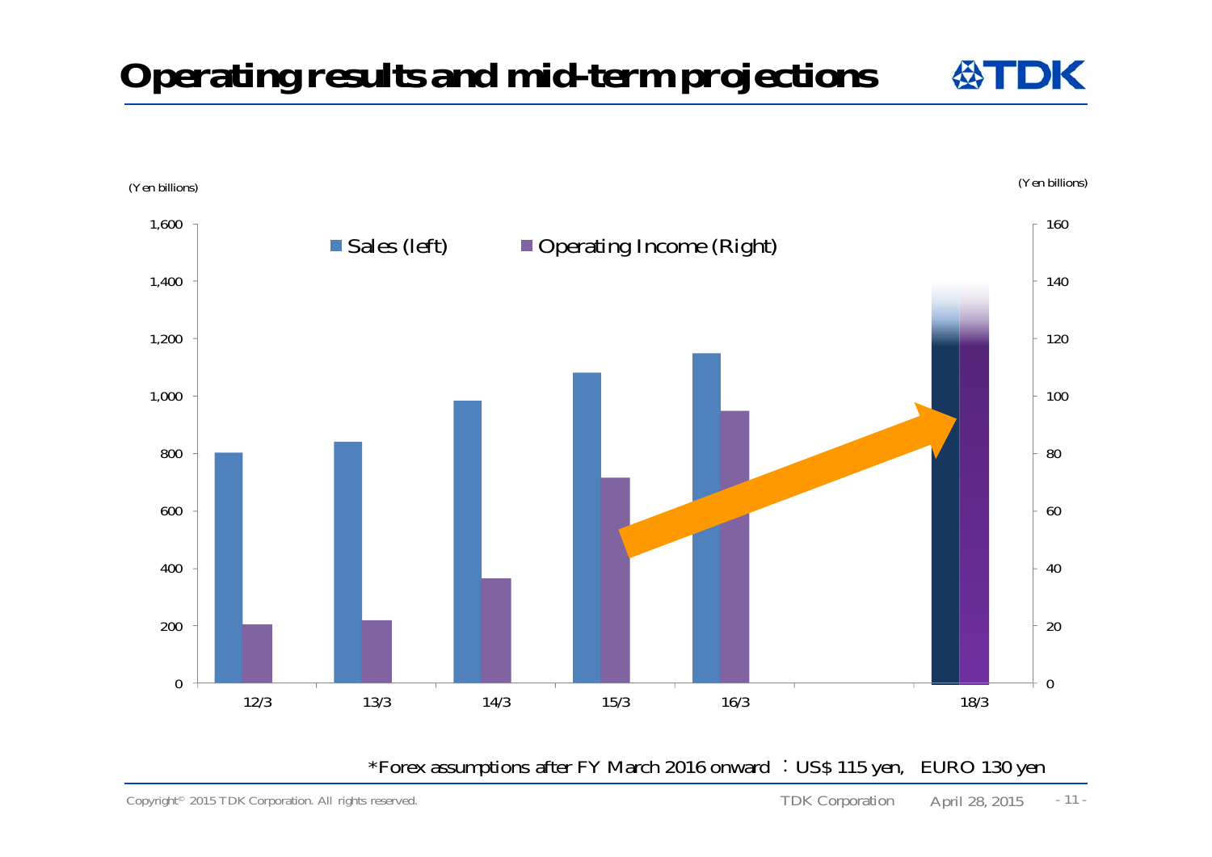# Operating results and mid-term projections

(Yen billions)

(Yen billions)

Sales (left) | Operating Income (Right)

1,600 | 1,400 | 1,200 | 1,000 | 800 | 600 | 400 | 200 | 0

160 | 140 | 120 | 100 | 80 | 60 | 40 | 20 | 0

12/3 | 13/3 | 14/3 | 15/3 | 16/3 | 18/3

*Forex assumptions after FY March 2016 onward ：US$ 115 yen,　EURO 130 yen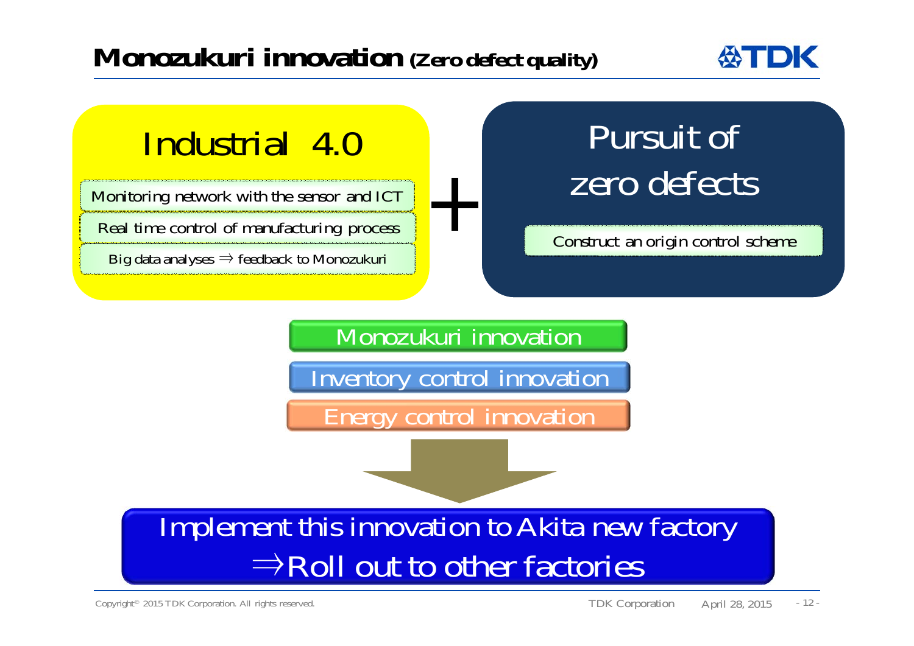# Monozukuri innovation (Zero defect quality)

## Industrial 4.0

- Monitoring network with the sensor and ICT
- Real time control of manufacturing process
- Big data analyses ⇒ feedback to Monozukuri

**+**

## Pursuit of zero defects

- Construct an origin control scheme

---

- Monozukuri innovation
- Inventory control innovation
- Energy control innovation

↓

**Implement this innovation to Akita new factory**
**⇒Roll out to other factories**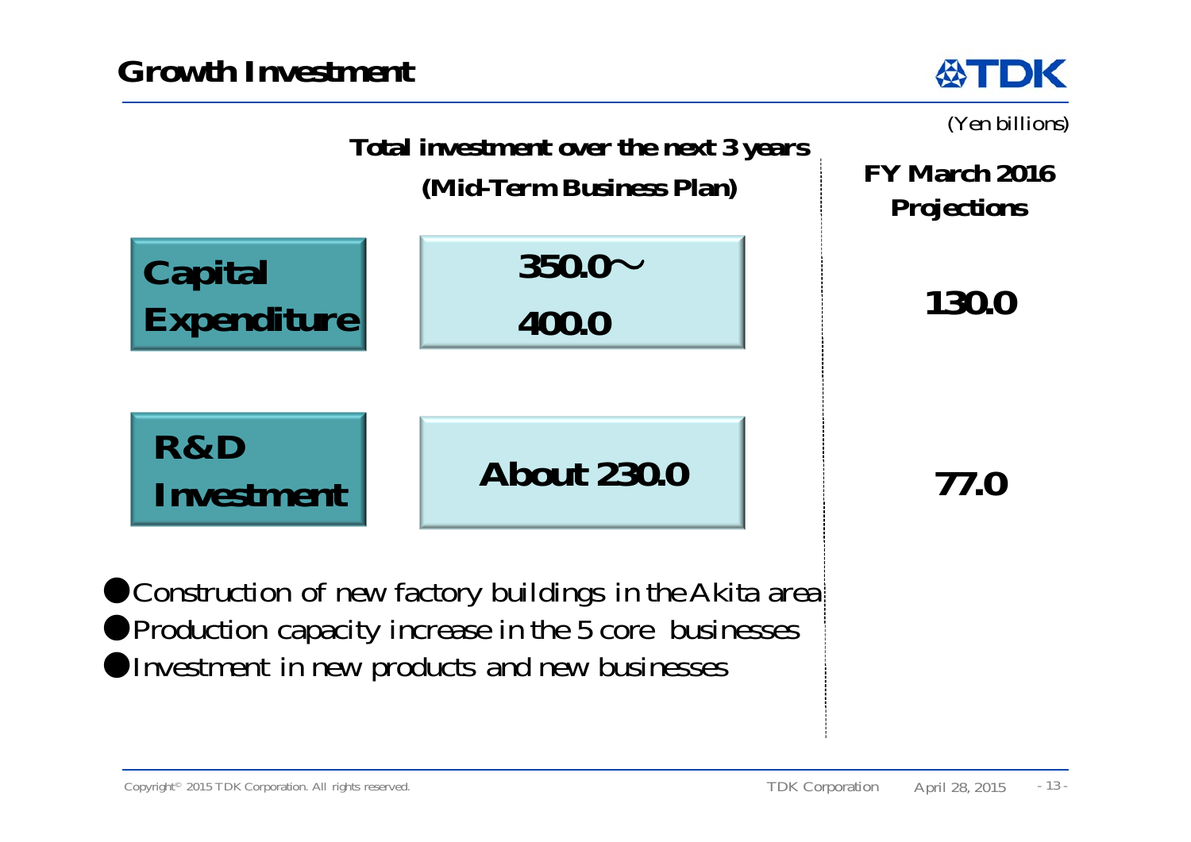# Growth Investment

(Yen billions)

| | Total investment over the next 3 years (Mid-Term Business Plan) | FY March 2016 Projections |
|---|---|---|
| Capital Expenditure | 350.0～400.0 | 130.0 |
| R&D Investment | About 230.0 | 77.0 |

- Construction of new factory buildings in the Akita area
- Production capacity increase in the 5 core businesses
- Investment in new products and new businesses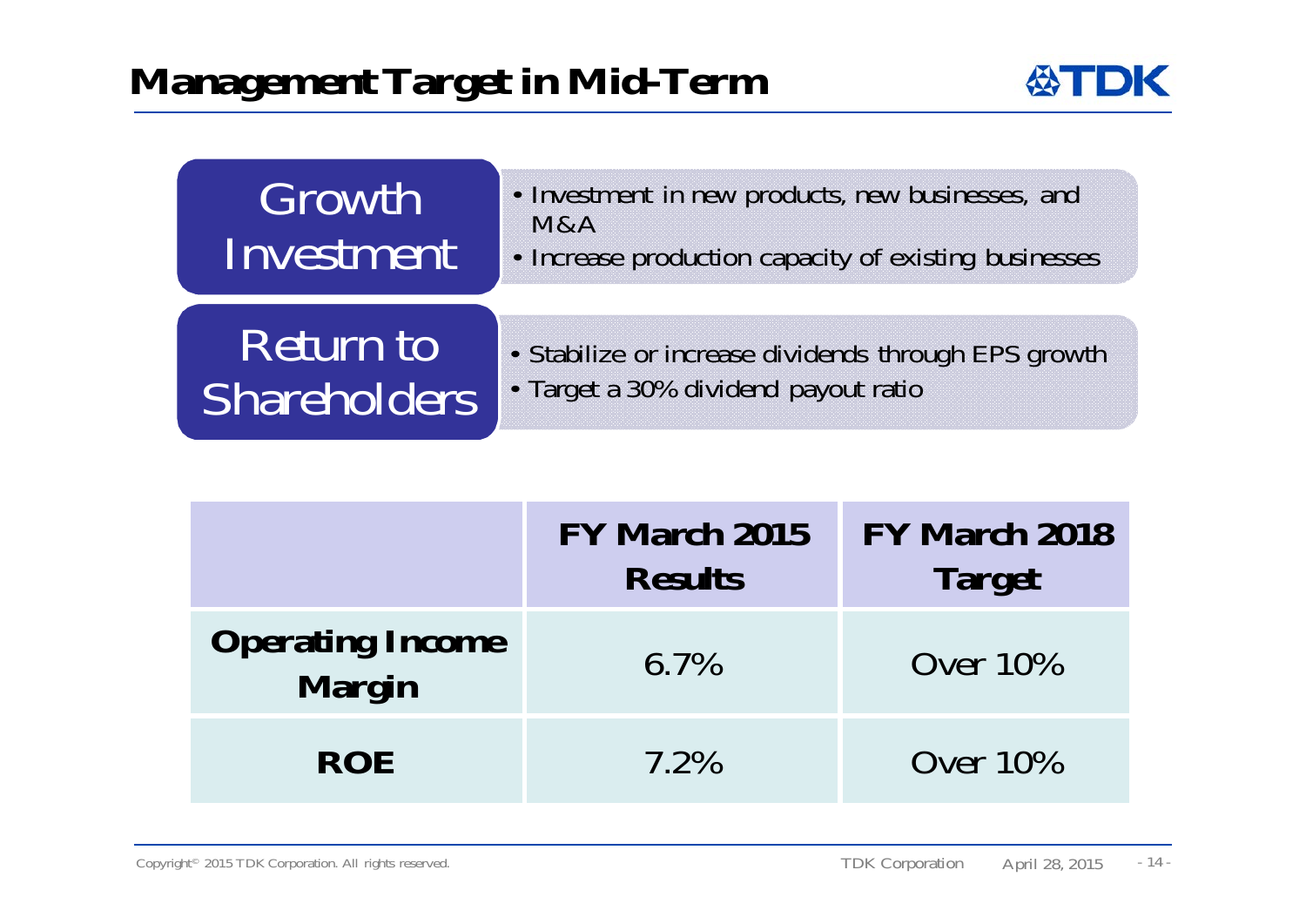# Management Target in Mid-Term

**Growth Investment**

- Investment in new products, new businesses, and M&A
- Increase production capacity of existing businesses

**Return to Shareholders**

- Stabilize or increase dividends through EPS growth
- Target a 30% dividend payout ratio

| | FY March 2015 Results | FY March 2018 Target |
|---|---|---|
| **Operating Income Margin** | 6.7% | Over 10% |
| **ROE** | 7.2% | Over 10% |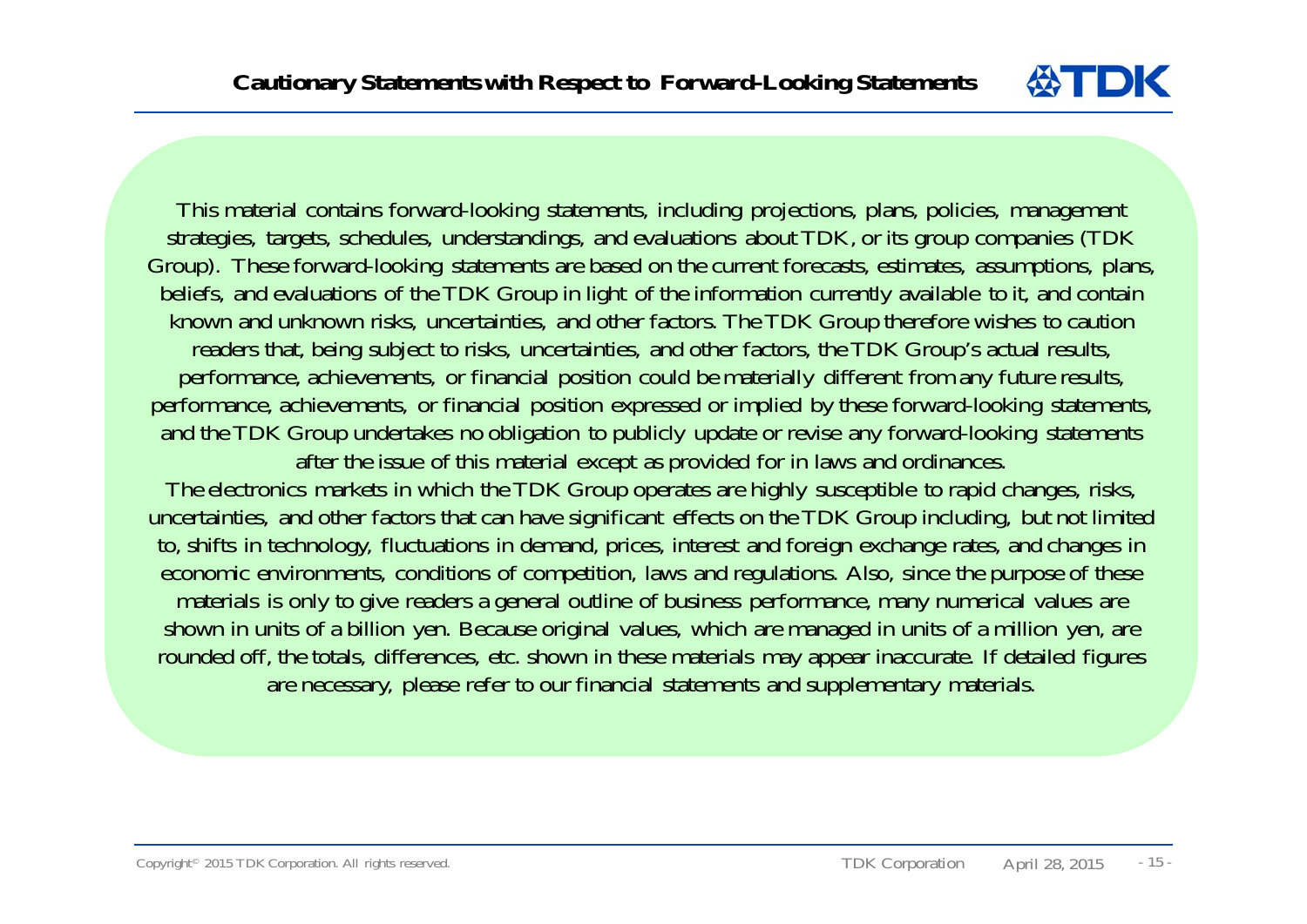# Cautionary Statements with Respect to Forward-Looking Statements

This material contains forward-looking statements, including projections, plans, policies, management strategies, targets, schedules, understandings, and evaluations about TDK, or its group companies (TDK Group). These forward-looking statements are based on the current forecasts, estimates, assumptions, plans, beliefs, and evaluations of the TDK Group in light of the information currently available to it, and contain known and unknown risks, uncertainties, and other factors. The TDK Group therefore wishes to caution readers that, being subject to risks, uncertainties, and other factors, the TDK Group's actual results, performance, achievements, or financial position could be materially different from any future results, performance, achievements, or financial position expressed or implied by these forward-looking statements, and the TDK Group undertakes no obligation to publicly update or revise any forward-looking statements after the issue of this material except as provided for in laws and ordinances.

The electronics markets in which the TDK Group operates are highly susceptible to rapid changes, risks, uncertainties, and other factors that can have significant effects on the TDK Group including, but not limited to, shifts in technology, fluctuations in demand, prices, interest and foreign exchange rates, and changes in economic environments, conditions of competition, laws and regulations. Also, since the purpose of these materials is only to give readers a general outline of business performance, many numerical values are shown in units of a billion yen. Because original values, which are managed in units of a million yen, are rounded off, the totals, differences, etc. shown in these materials may appear inaccurate. If detailed figures are necessary, please refer to our financial statements and supplementary materials.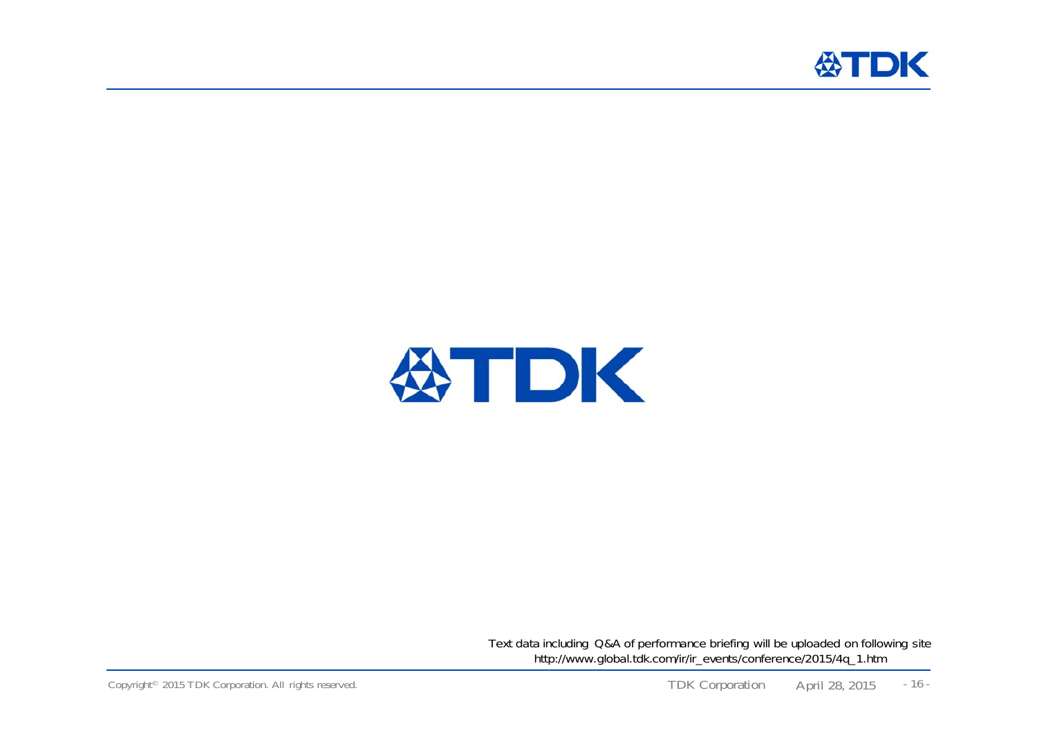TDK

Text data including Q&A of performance briefing will be uploaded on following site
http://www.global.tdk.com/ir/ir_events/conference/2015/4q_1.htm